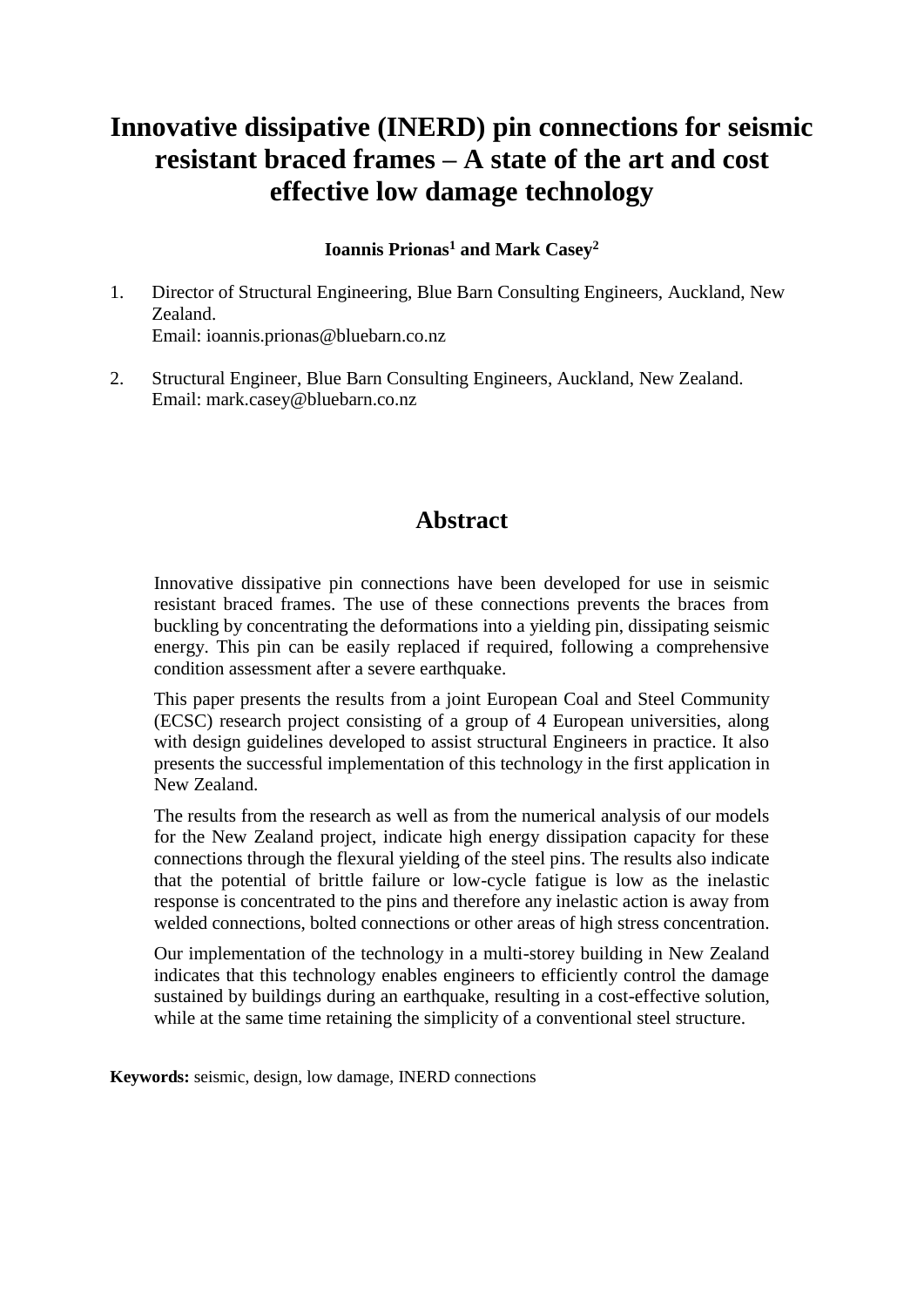# Innovative dissipative (INERD) pin connections for seismic resistant braced frames – A state of the art and cost effective low damage technology

**Ioannis Prionas[1] and Mark Casey[2]**

1. Director of Structural Engineering, Blue Barn Consulting Engineers, Auckland, New Zealand.
   Email: ioannis.prionas@bluebarn.co.nz

2. Structural Engineer, Blue Barn Consulting Engineers, Auckland, New Zealand.
   Email: mark.casey@bluebarn.co.nz

## Abstract

Innovative dissipative pin connections have been developed for use in seismic resistant braced frames. The use of these connections prevents the braces from buckling by concentrating the deformations into a yielding pin, dissipating seismic energy. This pin can be easily replaced if required, following a comprehensive condition assessment after a severe earthquake.

This paper presents the results from a joint European Coal and Steel Community (ECSC) research project consisting of a group of 4 European universities, along with design guidelines developed to assist structural Engineers in practice. It also presents the successful implementation of this technology in the first application in New Zealand.

The results from the research as well as from the numerical analysis of our models for the New Zealand project, indicate high energy dissipation capacity for these connections through the flexural yielding of the steel pins. The results also indicate that the potential of brittle failure or low-cycle fatigue is low as the inelastic response is concentrated to the pins and therefore any inelastic action is away from welded connections, bolted connections or other areas of high stress concentration.

Our implementation of the technology in a multi-storey building in New Zealand indicates that this technology enables engineers to efficiently control the damage sustained by buildings during an earthquake, resulting in a cost-effective solution, while at the same time retaining the simplicity of a conventional steel structure.

**Keywords:** seismic, design, low damage, INERD connections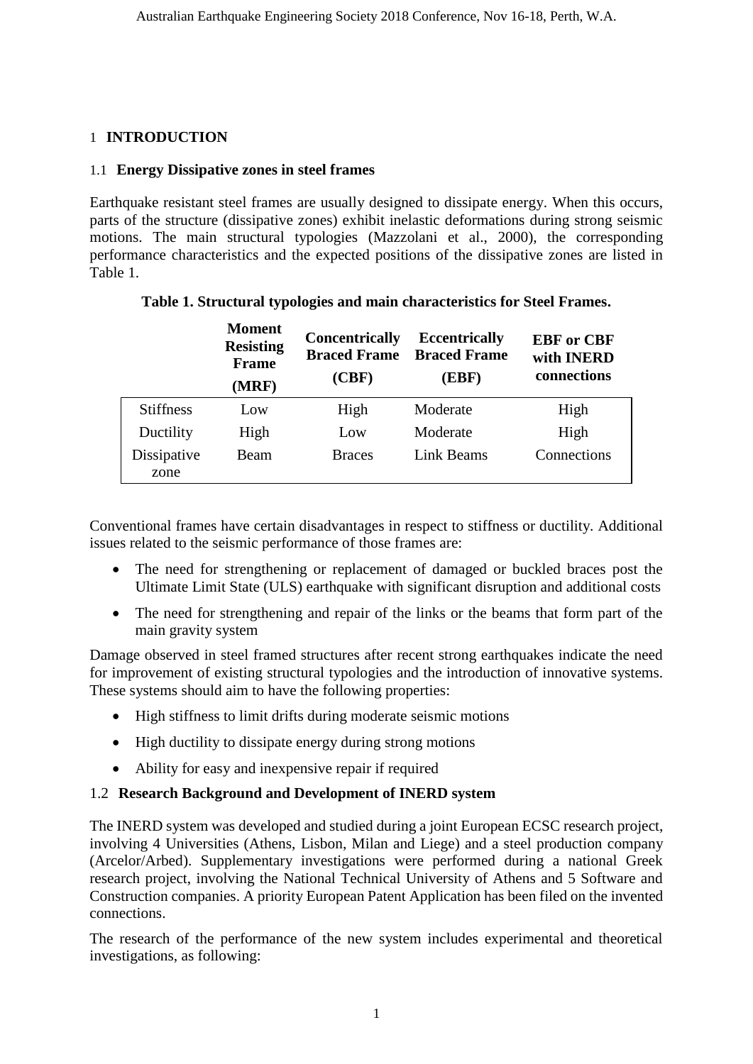# 1 INTRODUCTION

## 1.1 Energy Dissipative zones in steel frames

Earthquake resistant steel frames are usually designed to dissipate energy. When this occurs, parts of the structure (dissipative zones) exhibit inelastic deformations during strong seismic motions. The main structural typologies (Mazzolani et al., 2000), the corresponding performance characteristics and the expected positions of the dissipative zones are listed in Table 1.

**Table 1. Structural typologies and main characteristics for Steel Frames.**

| | **Moment Resisting Frame (MRF)** | **Concentrically Braced Frame (CBF)** | **Eccentrically Braced Frame (EBF)** | **EBF or CBF with INERD connections** |
|---|---|---|---|---|
| Stiffness | Low | High | Moderate | High |
| Ductility | High | Low | Moderate | High |
| Dissipative zone | Beam | Braces | Link Beams | Connections |

Conventional frames have certain disadvantages in respect to stiffness or ductility. Additional issues related to the seismic performance of those frames are:

- The need for strengthening or replacement of damaged or buckled braces post the Ultimate Limit State (ULS) earthquake with significant disruption and additional costs
- The need for strengthening and repair of the links or the beams that form part of the main gravity system

Damage observed in steel framed structures after recent strong earthquakes indicate the need for improvement of existing structural typologies and the introduction of innovative systems. These systems should aim to have the following properties:

- High stiffness to limit drifts during moderate seismic motions
- High ductility to dissipate energy during strong motions
- Ability for easy and inexpensive repair if required

## 1.2 Research Background and Development of INERD system

The INERD system was developed and studied during a joint European ECSC research project, involving 4 Universities (Athens, Lisbon, Milan and Liege) and a steel production company (Arcelor/Arbed). Supplementary investigations were performed during a national Greek research project, involving the National Technical University of Athens and 5 Software and Construction companies. A priority European Patent Application has been filed on the invented connections.

The research of the performance of the new system includes experimental and theoretical investigations, as following: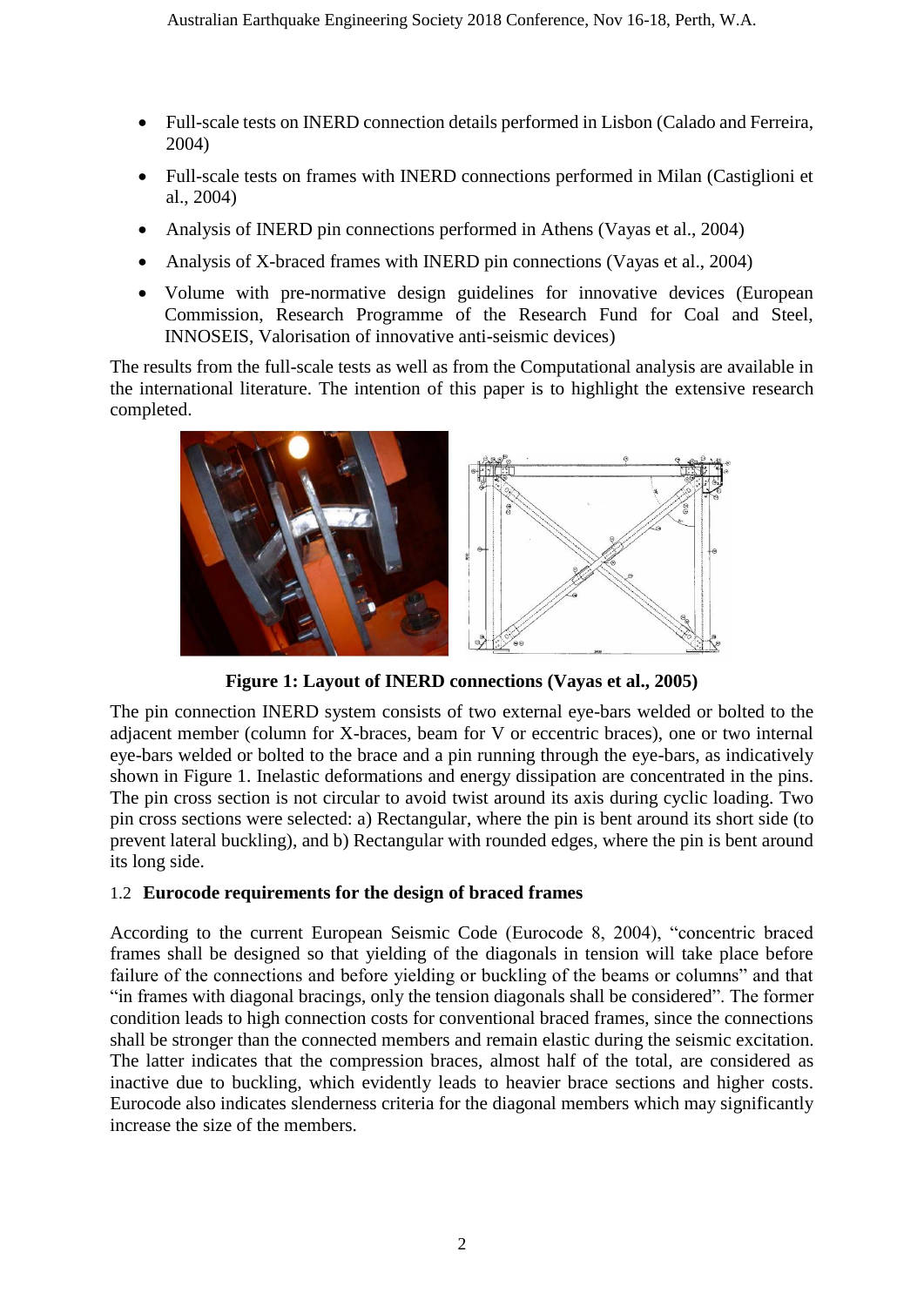- Full-scale tests on INERD connection details performed in Lisbon (Calado and Ferreira, 2004)
- Full-scale tests on frames with INERD connections performed in Milan (Castiglioni et al., 2004)
- Analysis of INERD pin connections performed in Athens (Vayas et al., 2004)
- Analysis of X-braced frames with INERD pin connections (Vayas et al., 2004)
- Volume with pre-normative design guidelines for innovative devices (European Commission, Research Programme of the Research Fund for Coal and Steel, INNOSEIS, Valorisation of innovative anti-seismic devices)

The results from the full-scale tests as well as from the Computational analysis are available in the international literature. The intention of this paper is to highlight the extensive research completed.

**Figure 1: Layout of INERD connections (Vayas et al., 2005)**

The pin connection INERD system consists of two external eye-bars welded or bolted to the adjacent member (column for X-braces, beam for V or eccentric braces), one or two internal eye-bars welded or bolted to the brace and a pin running through the eye-bars, as indicatively shown in Figure 1. Inelastic deformations and energy dissipation are concentrated in the pins. The pin cross section is not circular to avoid twist around its axis during cyclic loading. Two pin cross sections were selected: a) Rectangular, where the pin is bent around its short side (to prevent lateral buckling), and b) Rectangular with rounded edges, where the pin is bent around its long side.

### 1.2 Eurocode requirements for the design of braced frames

According to the current European Seismic Code (Eurocode 8, 2004), "concentric braced frames shall be designed so that yielding of the diagonals in tension will take place before failure of the connections and before yielding or buckling of the beams or columns" and that "in frames with diagonal bracings, only the tension diagonals shall be considered". The former condition leads to high connection costs for conventional braced frames, since the connections shall be stronger than the connected members and remain elastic during the seismic excitation. The latter indicates that the compression braces, almost half of the total, are considered as inactive due to buckling, which evidently leads to heavier brace sections and higher costs. Eurocode also indicates slenderness criteria for the diagonal members which may significantly increase the size of the members.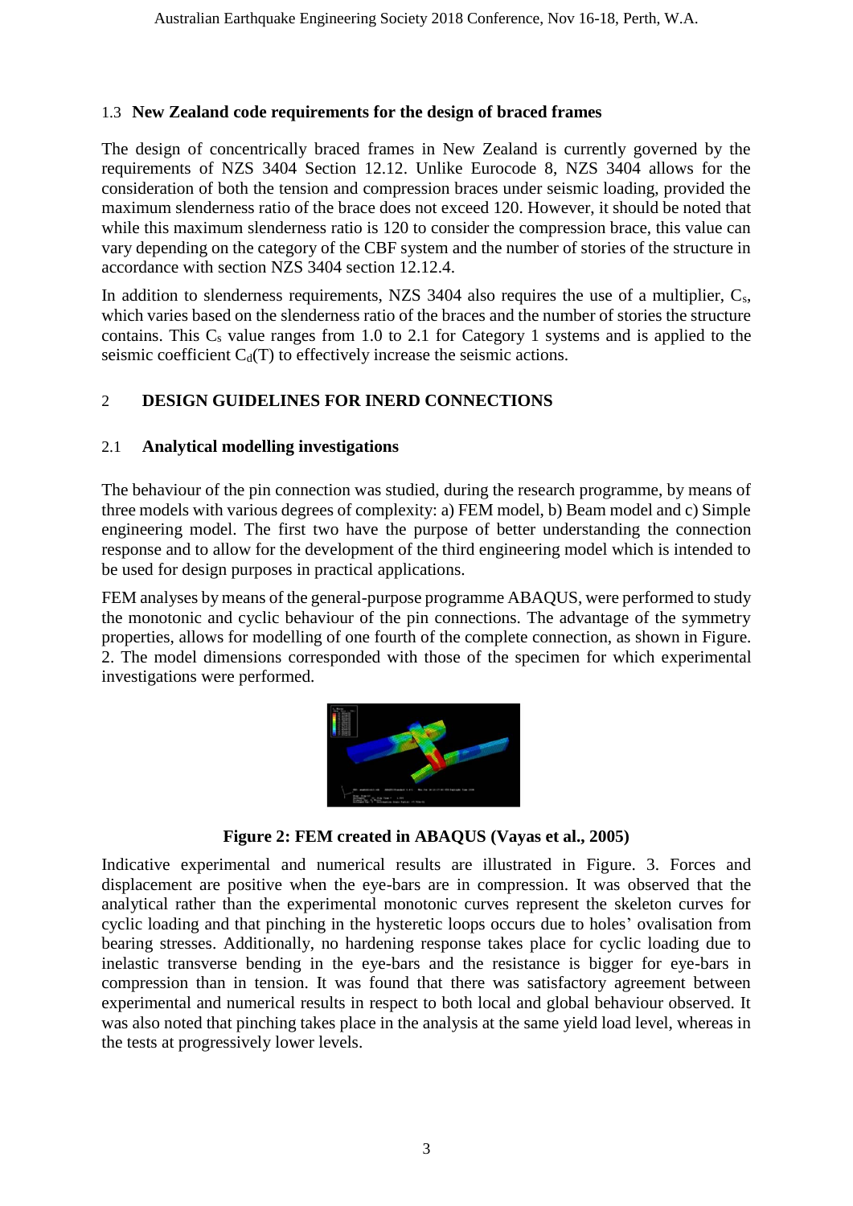### 1.3 New Zealand code requirements for the design of braced frames

The design of concentrically braced frames in New Zealand is currently governed by the requirements of NZS 3404 Section 12.12. Unlike Eurocode 8, NZS 3404 allows for the consideration of both the tension and compression braces under seismic loading, provided the maximum slenderness ratio of the brace does not exceed 120. However, it should be noted that while this maximum slenderness ratio is 120 to consider the compression brace, this value can vary depending on the category of the CBF system and the number of stories of the structure in accordance with section NZS 3404 section 12.12.4.

In addition to slenderness requirements, NZS 3404 also requires the use of a multiplier, $C_s$, which varies based on the slenderness ratio of the braces and the number of stories the structure contains. This $C_s$ value ranges from 1.0 to 2.1 for Category 1 systems and is applied to the seismic coefficient $C_d(T)$ to effectively increase the seismic actions.

## 2 DESIGN GUIDELINES FOR INERD CONNECTIONS

### 2.1 Analytical modelling investigations

The behaviour of the pin connection was studied, during the research programme, by means of three models with various degrees of complexity: a) FEM model, b) Beam model and c) Simple engineering model. The first two have the purpose of better understanding the connection response and to allow for the development of the third engineering model which is intended to be used for design purposes in practical applications.

FEM analyses by means of the general-purpose programme ABAQUS, were performed to study the monotonic and cyclic behaviour of the pin connections. The advantage of the symmetry properties, allows for modelling of one fourth of the complete connection, as shown in Figure. 2. The model dimensions corresponded with those of the specimen for which experimental investigations were performed.

**Figure 2: FEM created in ABAQUS (Vayas et al., 2005)**

Indicative experimental and numerical results are illustrated in Figure. 3. Forces and displacement are positive when the eye-bars are in compression. It was observed that the analytical rather than the experimental monotonic curves represent the skeleton curves for cyclic loading and that pinching in the hysteretic loops occurs due to holes' ovalisation from bearing stresses. Additionally, no hardening response takes place for cyclic loading due to inelastic transverse bending in the eye-bars and the resistance is bigger for eye-bars in compression than in tension. It was found that there was satisfactory agreement between experimental and numerical results in respect to both local and global behaviour observed. It was also noted that pinching takes place in the analysis at the same yield load level, whereas in the tests at progressively lower levels.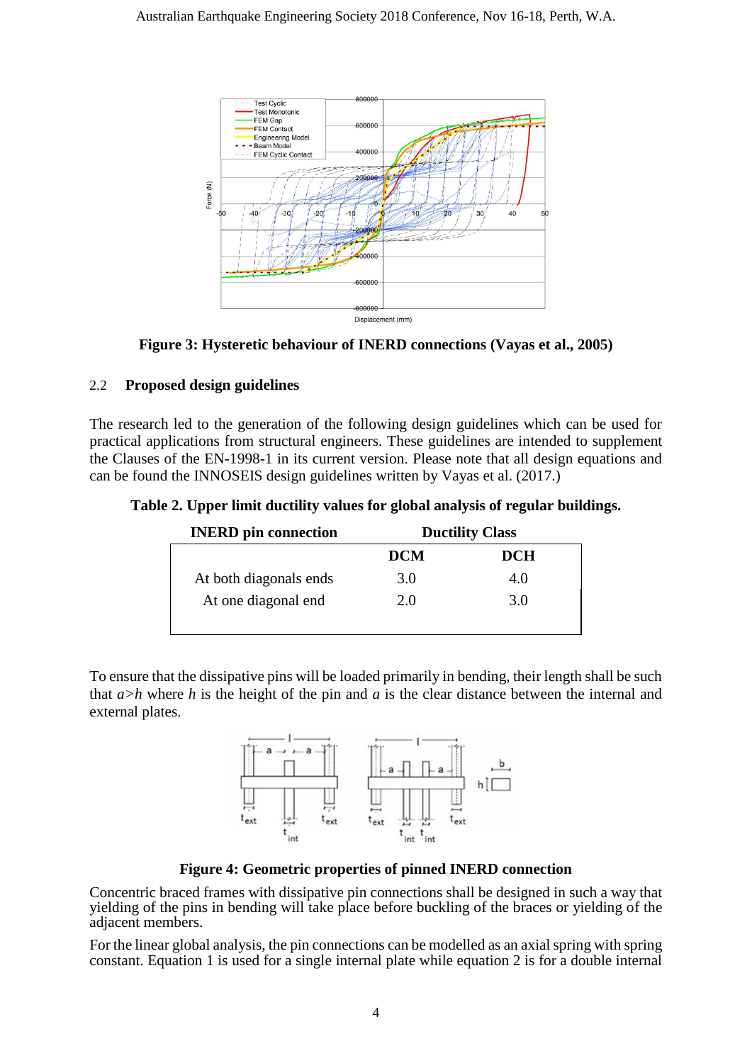**Figure 3: Hysteretic behaviour of INERD connections (Vayas et al., 2005)**

## 2.2 Proposed design guidelines

The research led to the generation of the following design guidelines which can be used for practical applications from structural engineers. These guidelines are intended to supplement the Clauses of the EN-1998-1 in its current version. Please note that all design equations and can be found the INNOSEIS design guidelines written by Vayas et al. (2017.)

**Table 2. Upper limit ductility values for global analysis of regular buildings.**

| INERD pin connection | Ductility Class | |
|---|---|---|
| | **DCM** | **DCH** |
| At both diagonals ends | 3.0 | 4.0 |
| At one diagonal end | 2.0 | 3.0 |

To ensure that the dissipative pins will be loaded primarily in bending, their length shall be such that $a>h$ where $h$ is the height of the pin and $a$ is the clear distance between the internal and external plates.

**Figure 4: Geometric properties of pinned INERD connection**

Concentric braced frames with dissipative pin connections shall be designed in such a way that yielding of the pins in bending will take place before buckling of the braces or yielding of the adjacent members.

For the linear global analysis, the pin connections can be modelled as an axial spring with spring constant. Equation 1 is used for a single internal plate while equation 2 is for a double internal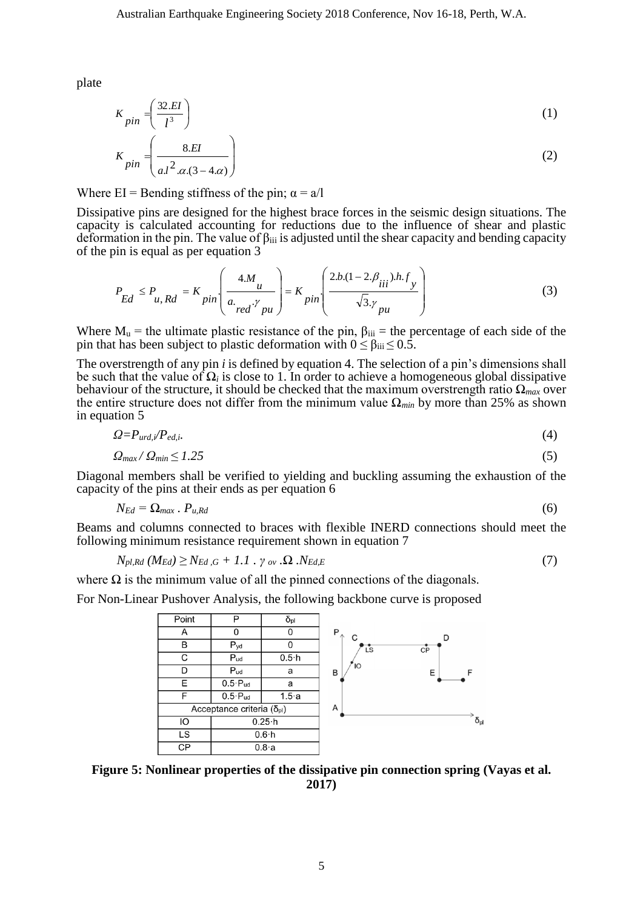plate

$$K_{pin} = \left( \frac{32.EI}{l^3} \right) \tag{1}$$

$$K_{pin} = \left( \frac{8.EI}{a.l^2.\alpha.(3-4.\alpha)} \right) \tag{2}$$

Where EI = Bending stiffness of the pin; $\alpha = a/l$

Dissipative pins are designed for the highest brace forces in the seismic design situations. The capacity is calculated accounting for reductions due to the influence of shear and plastic deformation in the pin. The value of $\beta_{iii}$ is adjusted until the shear capacity and bending capacity of the pin is equal as per equation 3

$$P_{Ed} \leq P_{u,Rd} = K_{pin} \cdot \left( \frac{4.M_u}{a_{red}.\gamma_{pu}} \right) = K_{pin} \cdot \left( \frac{2.b.(1-2.\beta_{iii}).h.f_y}{\sqrt{3}.\gamma_{pu}} \right) \tag{3}$$

Where $M_u$ = the ultimate plastic resistance of the pin, $\beta_{iii}$ = the percentage of each side of the pin that has been subject to plastic deformation with $0 \leq \beta_{iii} \leq 0.5$.

The overstrength of any pin *i* is defined by equation 4. The selection of a pin's dimensions shall be such that the value of $\Omega_i$ is close to 1. In order to achieve a homogeneous global dissipative behaviour of the structure, it should be checked that the maximum overstrength ratio $\Omega_{max}$ over the entire structure does not differ from the minimum value $\Omega_{min}$ by more than 25% as shown in equation 5

$$\Omega = P_{urd,i}/P_{ed,i}. \tag{4}$$

$$\Omega_{max} / \Omega_{min} \leq 1.25 \tag{5}$$

Diagonal members shall be verified to yielding and buckling assuming the exhaustion of the capacity of the pins at their ends as per equation 6

$$N_{Ed} = \Omega_{max} \cdot P_{u,Rd} \tag{6}$$

Beams and columns connected to braces with flexible INERD connections should meet the following minimum resistance requirement shown in equation 7

$$N_{pl,Rd}\,(M_{Ed}) \geq N_{Ed,G} + 1.1 \cdot \gamma_{ov} \cdot \Omega \cdot N_{Ed,E} \tag{7}$$

where $\Omega$ is the minimum value of all the pinned connections of the diagonals.

For Non-Linear Pushover Analysis, the following backbone curve is proposed

| Point | P | $\delta_{pl}$ |
|---|---|---|
| A | 0 | 0 |
| B | $P_{yd}$ | 0 |
| C | $P_{ud}$ | $0.5 \cdot h$ |
| D | $P_{ud}$ | a |
| E | $0.5 \cdot P_{ud}$ | a |
| F | $0.5 \cdot P_{ud}$ | $1.5 \cdot a$ |
| Acceptance criteria ($\delta_{pl}$) | | |
| IO | $0.25 \cdot h$ | |
| LS | $0.6 \cdot h$ | |
| CP | $0.8 \cdot a$ | |

**Figure 5: Nonlinear properties of the dissipative pin connection spring (Vayas et al. 2017)**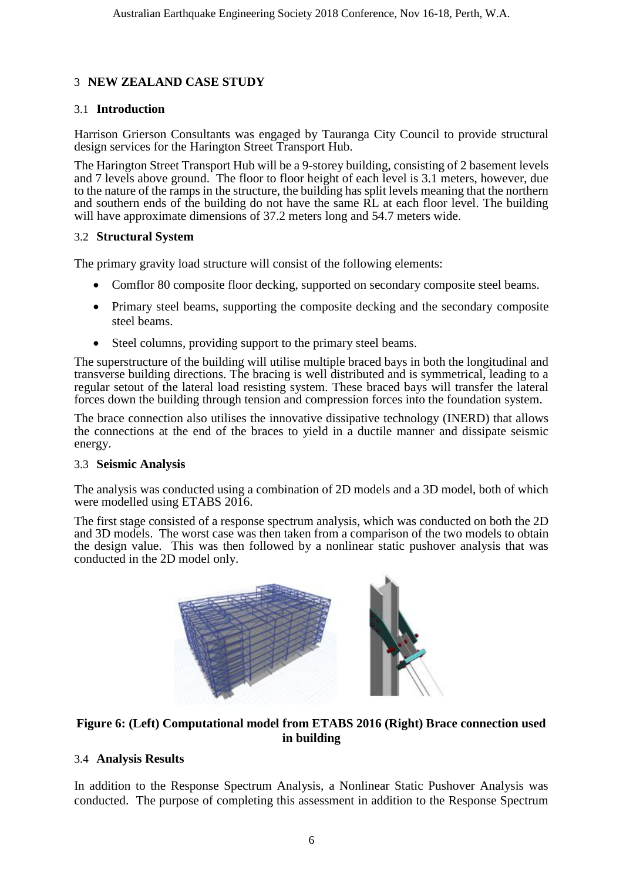## 3 NEW ZEALAND CASE STUDY

### 3.1 Introduction

Harrison Grierson Consultants was engaged by Tauranga City Council to provide structural design services for the Harington Street Transport Hub.

The Harington Street Transport Hub will be a 9-storey building, consisting of 2 basement levels and 7 levels above ground. The floor to floor height of each level is 3.1 meters, however, due to the nature of the ramps in the structure, the building has split levels meaning that the northern and southern ends of the building do not have the same RL at each floor level. The building will have approximate dimensions of 37.2 meters long and 54.7 meters wide.

### 3.2 Structural System

The primary gravity load structure will consist of the following elements:

- Comflor 80 composite floor decking, supported on secondary composite steel beams.
- Primary steel beams, supporting the composite decking and the secondary composite steel beams.
- Steel columns, providing support to the primary steel beams.

The superstructure of the building will utilise multiple braced bays in both the longitudinal and transverse building directions. The bracing is well distributed and is symmetrical, leading to a regular setout of the lateral load resisting system. These braced bays will transfer the lateral forces down the building through tension and compression forces into the foundation system.

The brace connection also utilises the innovative dissipative technology (INERD) that allows the connections at the end of the braces to yield in a ductile manner and dissipate seismic energy.

### 3.3 Seismic Analysis

The analysis was conducted using a combination of 2D models and a 3D model, both of which were modelled using ETABS 2016.

The first stage consisted of a response spectrum analysis, which was conducted on both the 2D and 3D models. The worst case was then taken from a comparison of the two models to obtain the design value. This was then followed by a nonlinear static pushover analysis that was conducted in the 2D model only.

**Figure 6: (Left) Computational model from ETABS 2016 (Right) Brace connection used in building**

### 3.4 Analysis Results

In addition to the Response Spectrum Analysis, a Nonlinear Static Pushover Analysis was conducted. The purpose of completing this assessment in addition to the Response Spectrum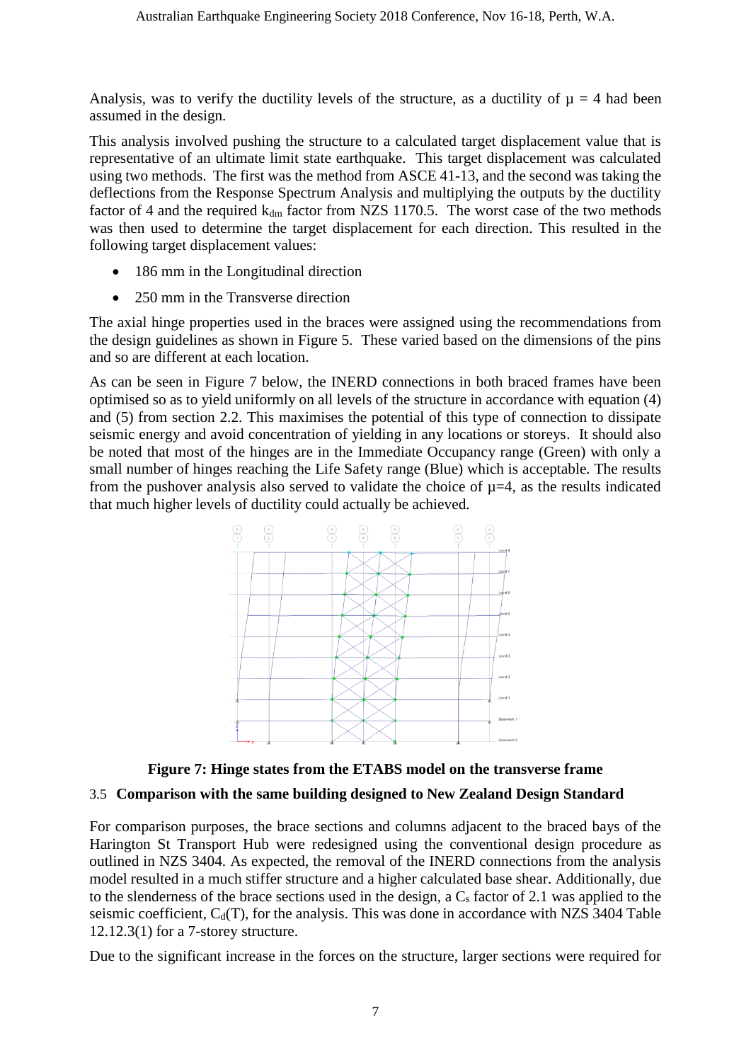Analysis, was to verify the ductility levels of the structure, as a ductility of $\mu = 4$ had been assumed in the design.

This analysis involved pushing the structure to a calculated target displacement value that is representative of an ultimate limit state earthquake. This target displacement was calculated using two methods. The first was the method from ASCE 41-13, and the second was taking the deflections from the Response Spectrum Analysis and multiplying the outputs by the ductility factor of 4 and the required $k_{dm}$ factor from NZS 1170.5. The worst case of the two methods was then used to determine the target displacement for each direction. This resulted in the following target displacement values:

- 186 mm in the Longitudinal direction
- 250 mm in the Transverse direction

The axial hinge properties used in the braces were assigned using the recommendations from the design guidelines as shown in Figure 5. These varied based on the dimensions of the pins and so are different at each location.

As can be seen in Figure 7 below, the INERD connections in both braced frames have been optimised so as to yield uniformly on all levels of the structure in accordance with equation (4) and (5) from section 2.2. This maximises the potential of this type of connection to dissipate seismic energy and avoid concentration of yielding in any locations or storeys. It should also be noted that most of the hinges are in the Immediate Occupancy range (Green) with only a small number of hinges reaching the Life Safety range (Blue) which is acceptable. The results from the pushover analysis also served to validate the choice of $\mu=4$, as the results indicated that much higher levels of ductility could actually be achieved.

**Figure 7: Hinge states from the ETABS model on the transverse frame**

### 3.5 Comparison with the same building designed to New Zealand Design Standard

For comparison purposes, the brace sections and columns adjacent to the braced bays of the Harington St Transport Hub were redesigned using the conventional design procedure as outlined in NZS 3404. As expected, the removal of the INERD connections from the analysis model resulted in a much stiffer structure and a higher calculated base shear. Additionally, due to the slenderness of the brace sections used in the design, a $C_s$ factor of 2.1 was applied to the seismic coefficient, $C_d(T)$, for the analysis. This was done in accordance with NZS 3404 Table 12.12.3(1) for a 7-storey structure.

Due to the significant increase in the forces on the structure, larger sections were required for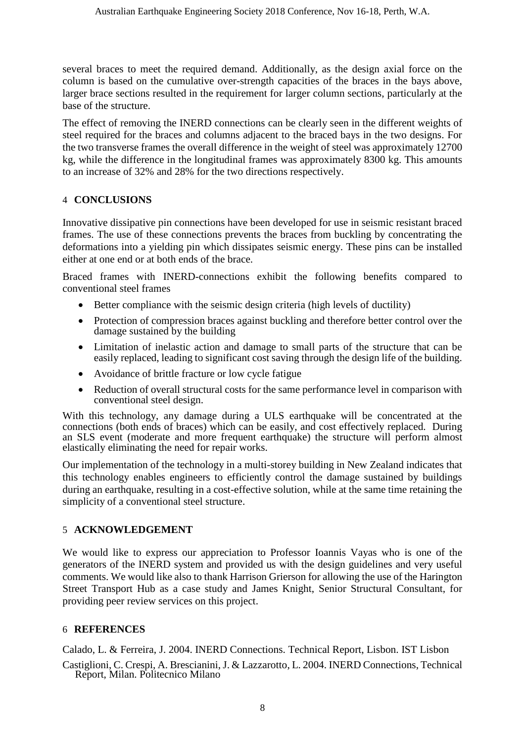several braces to meet the required demand. Additionally, as the design axial force on the column is based on the cumulative over-strength capacities of the braces in the bays above, larger brace sections resulted in the requirement for larger column sections, particularly at the base of the structure.

The effect of removing the INERD connections can be clearly seen in the different weights of steel required for the braces and columns adjacent to the braced bays in the two designs. For the two transverse frames the overall difference in the weight of steel was approximately 12700 kg, while the difference in the longitudinal frames was approximately 8300 kg. This amounts to an increase of 32% and 28% for the two directions respectively.

## 4 CONCLUSIONS

Innovative dissipative pin connections have been developed for use in seismic resistant braced frames. The use of these connections prevents the braces from buckling by concentrating the deformations into a yielding pin which dissipates seismic energy. These pins can be installed either at one end or at both ends of the brace.

Braced frames with INERD-connections exhibit the following benefits compared to conventional steel frames

- Better compliance with the seismic design criteria (high levels of ductility)
- Protection of compression braces against buckling and therefore better control over the damage sustained by the building
- Limitation of inelastic action and damage to small parts of the structure that can be easily replaced, leading to significant cost saving through the design life of the building.
- Avoidance of brittle fracture or low cycle fatigue
- Reduction of overall structural costs for the same performance level in comparison with conventional steel design.

With this technology, any damage during a ULS earthquake will be concentrated at the connections (both ends of braces) which can be easily, and cost effectively replaced. During an SLS event (moderate and more frequent earthquake) the structure will perform almost elastically eliminating the need for repair works.

Our implementation of the technology in a multi-storey building in New Zealand indicates that this technology enables engineers to efficiently control the damage sustained by buildings during an earthquake, resulting in a cost-effective solution, while at the same time retaining the simplicity of a conventional steel structure.

## 5 ACKNOWLEDGEMENT

We would like to express our appreciation to Professor Ioannis Vayas who is one of the generators of the INERD system and provided us with the design guidelines and very useful comments. We would like also to thank Harrison Grierson for allowing the use of the Harington Street Transport Hub as a case study and James Knight, Senior Structural Consultant, for providing peer review services on this project.

## 6 REFERENCES

Calado, L. & Ferreira, J. 2004. INERD Connections. Technical Report, Lisbon. IST Lisbon

Castiglioni, C. Crespi, A. Brescianini, J. & Lazzarotto, L. 2004. INERD Connections, Technical Report, Milan. Politecnico Milano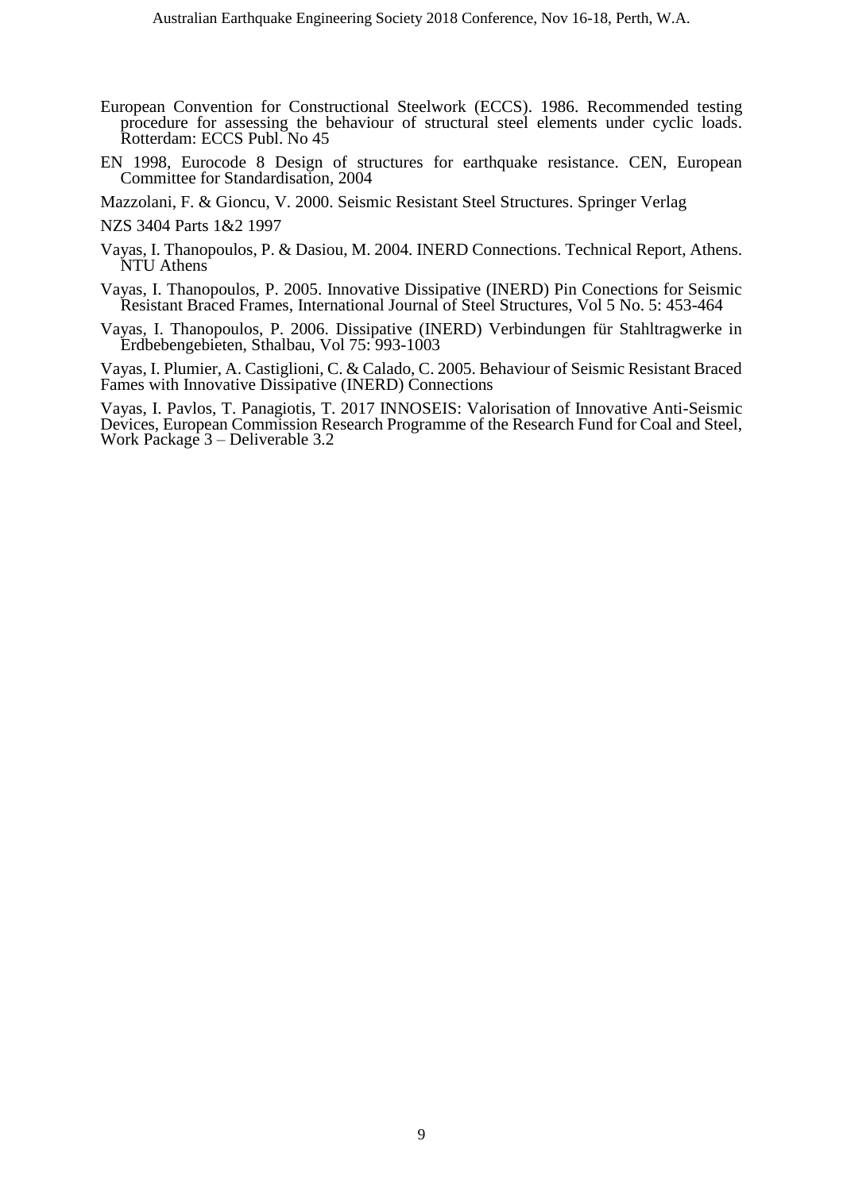European Convention for Constructional Steelwork (ECCS). 1986. Recommended testing procedure for assessing the behaviour of structural steel elements under cyclic loads. Rotterdam: ECCS Publ. No 45

EN 1998, Eurocode 8 Design of structures for earthquake resistance. CEN, European Committee for Standardisation, 2004

Mazzolani, F. & Gioncu, V. 2000. Seismic Resistant Steel Structures. Springer Verlag

NZS 3404 Parts 1&2 1997

Vayas, I. Thanopoulos, P. & Dasiou, M. 2004. INERD Connections. Technical Report, Athens. NTU Athens

Vayas, I. Thanopoulos, P. 2005. Innovative Dissipative (INERD) Pin Conections for Seismic Resistant Braced Frames, International Journal of Steel Structures, Vol 5 No. 5: 453-464

Vayas, I. Thanopoulos, P. 2006. Dissipative (INERD) Verbindungen für Stahltragwerke in Erdbebengebieten, Sthalbau, Vol 75: 993-1003

Vayas, I. Plumier, A. Castiglioni, C. & Calado, C. 2005. Behaviour of Seismic Resistant Braced Fames with Innovative Dissipative (INERD) Connections

Vayas, I. Pavlos, T. Panagiotis, T. 2017 INNOSEIS: Valorisation of Innovative Anti-Seismic Devices, European Commission Research Programme of the Research Fund for Coal and Steel, Work Package 3 – Deliverable 3.2